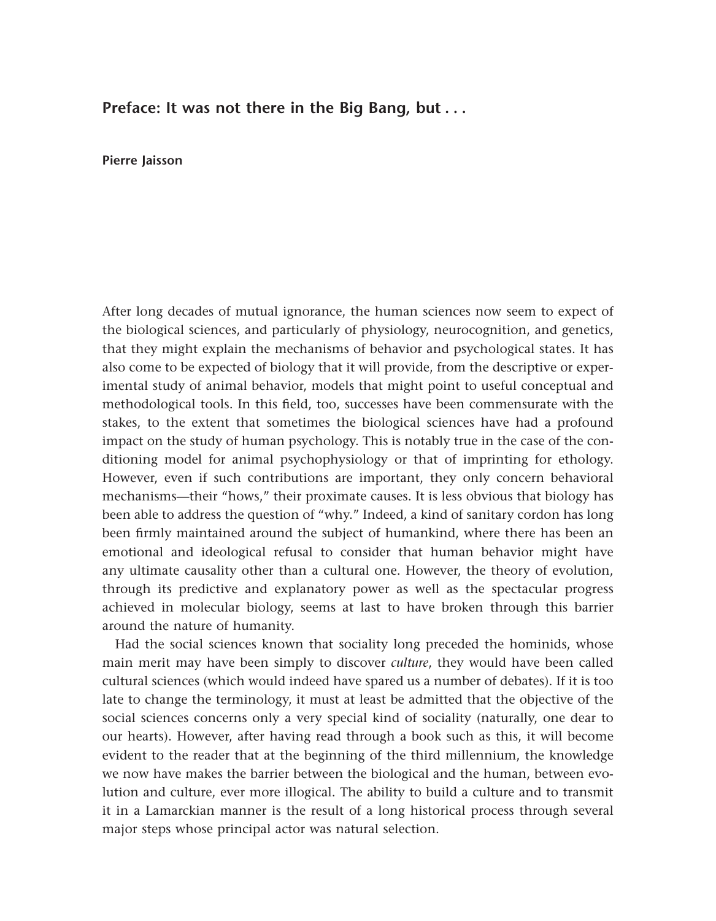# Preface: It was not there in the Big Bang, but . . .

**Pierre Jaisson**

After long decades of mutual ignorance, the human sciences now seem to expect of the biological sciences, and particularly of physiology, neurocognition, and genetics, that they might explain the mechanisms of behavior and psychological states. It has also come to be expected of biology that it will provide, from the descriptive or experimental study of animal behavior, models that might point to useful conceptual and methodological tools. In this field, too, successes have been commensurate with the stakes, to the extent that sometimes the biological sciences have had a profound impact on the study of human psychology. This is notably true in the case of the conditioning model for animal psychophysiology or that of imprinting for ethology. However, even if such contributions are important, they only concern behavioral mechanisms—their "hows," their proximate causes. It is less obvious that biology has been able to address the question of "why." Indeed, a kind of sanitary cordon has long been firmly maintained around the subject of humankind, where there has been an emotional and ideological refusal to consider that human behavior might have any ultimate causality other than a cultural one. However, the theory of evolution, through its predictive and explanatory power as well as the spectacular progress achieved in molecular biology, seems at last to have broken through this barrier around the nature of humanity.

Had the social sciences known that sociality long preceded the hominids, whose main merit may have been simply to discover *culture*, they would have been called cultural sciences (which would indeed have spared us a number of debates). If it is too late to change the terminology, it must at least be admitted that the objective of the social sciences concerns only a very special kind of sociality (naturally, one dear to our hearts). However, after having read through a book such as this, it will become evident to the reader that at the beginning of the third millennium, the knowledge we now have makes the barrier between the biological and the human, between evolution and culture, ever more illogical. The ability to build a culture and to transmit it in a Lamarckian manner is the result of a long historical process through several major steps whose principal actor was natural selection.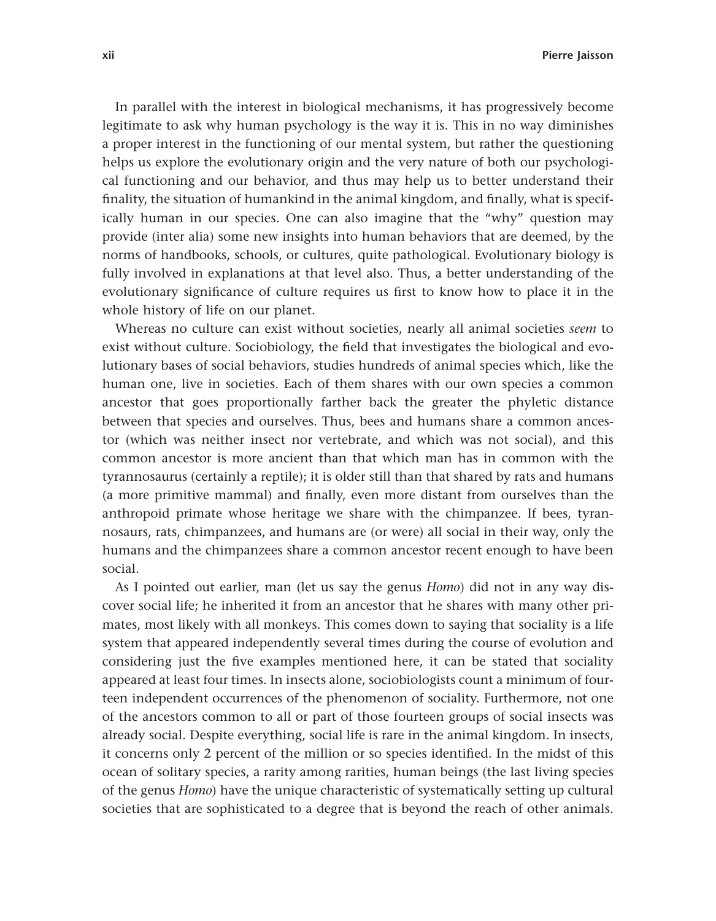In parallel with the interest in biological mechanisms, it has progressively become legitimate to ask why human psychology is the way it is. This in no way diminishes a proper interest in the functioning of our mental system, but rather the questioning helps us explore the evolutionary origin and the very nature of both our psychological functioning and our behavior, and thus may help us to better understand their finality, the situation of humankind in the animal kingdom, and finally, what is specifically human in our species. One can also imagine that the "why" question may provide (inter alia) some new insights into human behaviors that are deemed, by the norms of handbooks, schools, or cultures, quite pathological. Evolutionary biology is fully involved in explanations at that level also. Thus, a better understanding of the evolutionary significance of culture requires us first to know how to place it in the whole history of life on our planet.

Whereas no culture can exist without societies, nearly all animal societies *seem* to exist without culture. Sociobiology, the field that investigates the biological and evolutionary bases of social behaviors, studies hundreds of animal species which, like the human one, live in societies. Each of them shares with our own species a common ancestor that goes proportionally farther back the greater the phyletic distance between that species and ourselves. Thus, bees and humans share a common ancestor (which was neither insect nor vertebrate, and which was not social), and this common ancestor is more ancient than that which man has in common with the tyrannosaurus (certainly a reptile); it is older still than that shared by rats and humans (a more primitive mammal) and finally, even more distant from ourselves than the anthropoid primate whose heritage we share with the chimpanzee. If bees, tyrannosaurs, rats, chimpanzees, and humans are (or were) all social in their way, only the humans and the chimpanzees share a common ancestor recent enough to have been social.

As I pointed out earlier, man (let us say the genus *Homo*) did not in any way discover social life; he inherited it from an ancestor that he shares with many other primates, most likely with all monkeys. This comes down to saying that sociality is a life system that appeared independently several times during the course of evolution and considering just the five examples mentioned here, it can be stated that sociality appeared at least four times. In insects alone, sociobiologists count a minimum of fourteen independent occurrences of the phenomenon of sociality. Furthermore, not one of the ancestors common to all or part of those fourteen groups of social insects was already social. Despite everything, social life is rare in the animal kingdom. In insects, it concerns only 2 percent of the million or so species identified. In the midst of this ocean of solitary species, a rarity among rarities, human beings (the last living species of the genus *Homo*) have the unique characteristic of systematically setting up cultural societies that are sophisticated to a degree that is beyond the reach of other animals.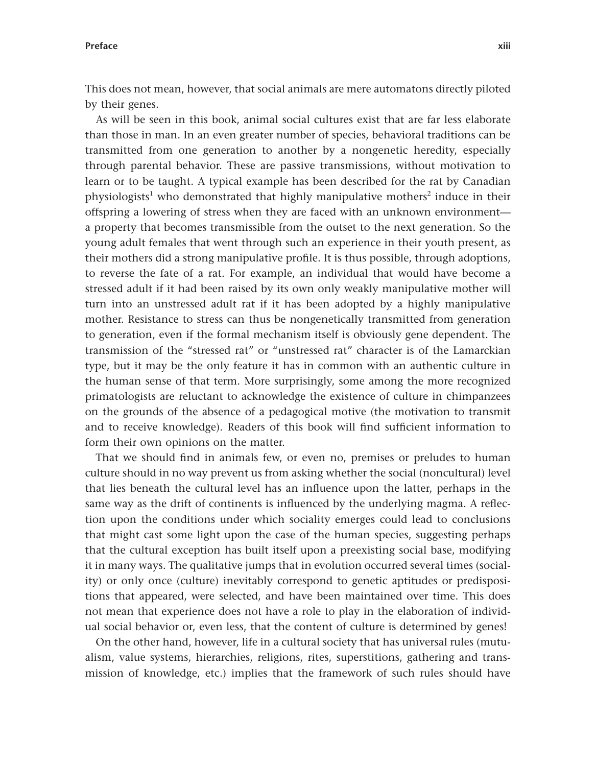This does not mean, however, that social animals are mere automatons directly piloted by their genes.

As will be seen in this book, animal social cultures exist that are far less elaborate than those in man. In an even greater number of species, behavioral traditions can be transmitted from one generation to another by a nongenetic heredity, especially through parental behavior. These are passive transmissions, without motivation to learn or to be taught. A typical example has been described for the rat by Canadian physiologists[1] who demonstrated that highly manipulative mothers[2] induce in their offspring a lowering of stress when they are faced with an unknown environment—a property that becomes transmissible from the outset to the next generation. So the young adult females that went through such an experience in their youth present, as their mothers did a strong manipulative profile. It is thus possible, through adoptions, to reverse the fate of a rat. For example, an individual that would have become a stressed adult if it had been raised by its own only weakly manipulative mother will turn into an unstressed adult rat if it has been adopted by a highly manipulative mother. Resistance to stress can thus be nongenetically transmitted from generation to generation, even if the formal mechanism itself is obviously gene dependent. The transmission of the "stressed rat" or "unstressed rat" character is of the Lamarckian type, but it may be the only feature it has in common with an authentic culture in the human sense of that term. More surprisingly, some among the more recognized primatologists are reluctant to acknowledge the existence of culture in chimpanzees on the grounds of the absence of a pedagogical motive (the motivation to transmit and to receive knowledge). Readers of this book will find sufficient information to form their own opinions on the matter.

That we should find in animals few, or even no, premises or preludes to human culture should in no way prevent us from asking whether the social (noncultural) level that lies beneath the cultural level has an influence upon the latter, perhaps in the same way as the drift of continents is influenced by the underlying magma. A reflection upon the conditions under which sociality emerges could lead to conclusions that might cast some light upon the case of the human species, suggesting perhaps that the cultural exception has built itself upon a preexisting social base, modifying it in many ways. The qualitative jumps that in evolution occurred several times (sociality) or only once (culture) inevitably correspond to genetic aptitudes or predispositions that appeared, were selected, and have been maintained over time. This does not mean that experience does not have a role to play in the elaboration of individual social behavior or, even less, that the content of culture is determined by genes!

On the other hand, however, life in a cultural society that has universal rules (mutualism, value systems, hierarchies, religions, rites, superstitions, gathering and transmission of knowledge, etc.) implies that the framework of such rules should have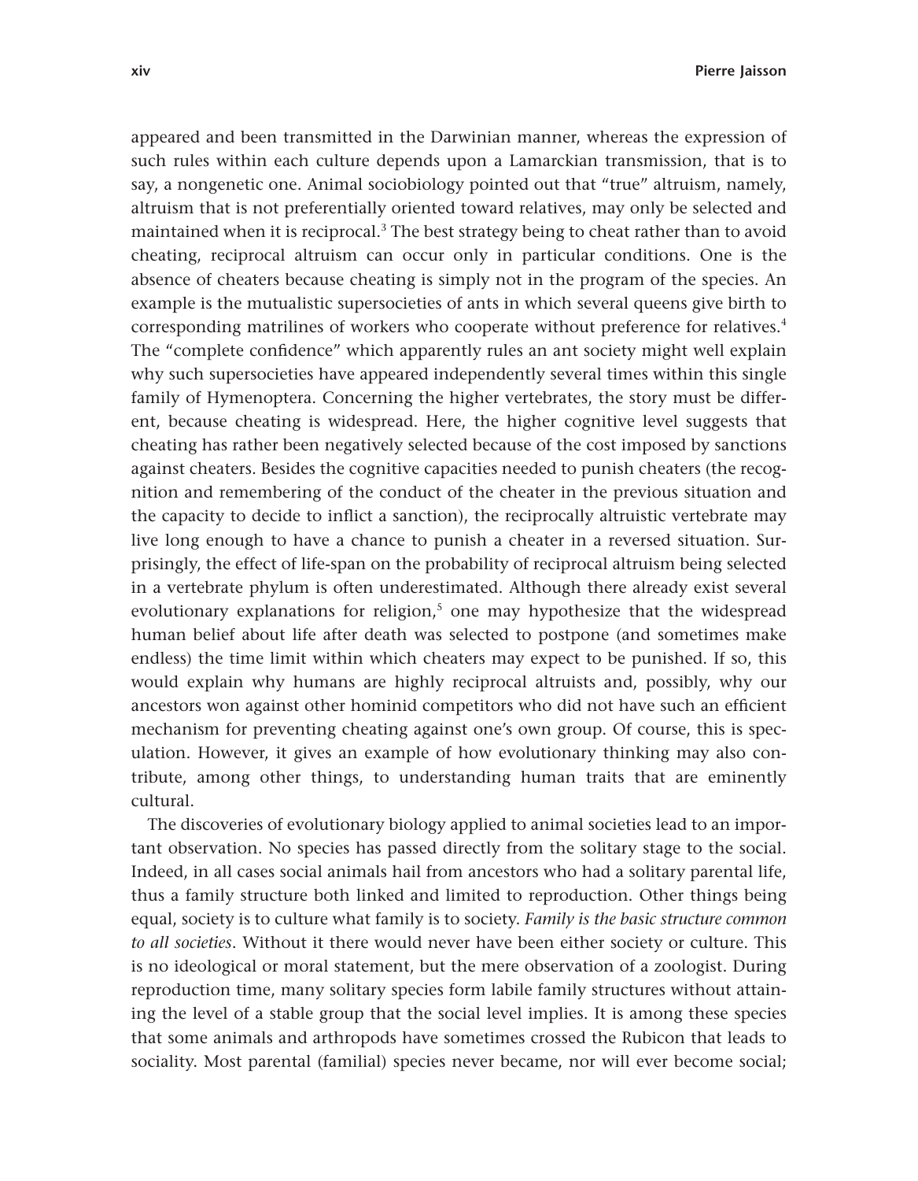appeared and been transmitted in the Darwinian manner, whereas the expression of such rules within each culture depends upon a Lamarckian transmission, that is to say, a nongenetic one. Animal sociobiology pointed out that "true" altruism, namely, altruism that is not preferentially oriented toward relatives, may only be selected and maintained when it is reciprocal.[3] The best strategy being to cheat rather than to avoid cheating, reciprocal altruism can occur only in particular conditions. One is the absence of cheaters because cheating is simply not in the program of the species. An example is the mutualistic supersocieties of ants in which several queens give birth to corresponding matrilines of workers who cooperate without preference for relatives.[4] The "complete confidence" which apparently rules an ant society might well explain why such supersocieties have appeared independently several times within this single family of Hymenoptera. Concerning the higher vertebrates, the story must be different, because cheating is widespread. Here, the higher cognitive level suggests that cheating has rather been negatively selected because of the cost imposed by sanctions against cheaters. Besides the cognitive capacities needed to punish cheaters (the recognition and remembering of the conduct of the cheater in the previous situation and the capacity to decide to inflict a sanction), the reciprocally altruistic vertebrate may live long enough to have a chance to punish a cheater in a reversed situation. Surprisingly, the effect of life-span on the probability of reciprocal altruism being selected in a vertebrate phylum is often underestimated. Although there already exist several evolutionary explanations for religion,[5] one may hypothesize that the widespread human belief about life after death was selected to postpone (and sometimes make endless) the time limit within which cheaters may expect to be punished. If so, this would explain why humans are highly reciprocal altruists and, possibly, why our ancestors won against other hominid competitors who did not have such an efficient mechanism for preventing cheating against one's own group. Of course, this is speculation. However, it gives an example of how evolutionary thinking may also contribute, among other things, to understanding human traits that are eminently cultural.

The discoveries of evolutionary biology applied to animal societies lead to an important observation. No species has passed directly from the solitary stage to the social. Indeed, in all cases social animals hail from ancestors who had a solitary parental life, thus a family structure both linked and limited to reproduction. Other things being equal, society is to culture what family is to society. *Family is the basic structure common to all societies*. Without it there would never have been either society or culture. This is no ideological or moral statement, but the mere observation of a zoologist. During reproduction time, many solitary species form labile family structures without attaining the level of a stable group that the social level implies. It is among these species that some animals and arthropods have sometimes crossed the Rubicon that leads to sociality. Most parental (familial) species never became, nor will ever become social;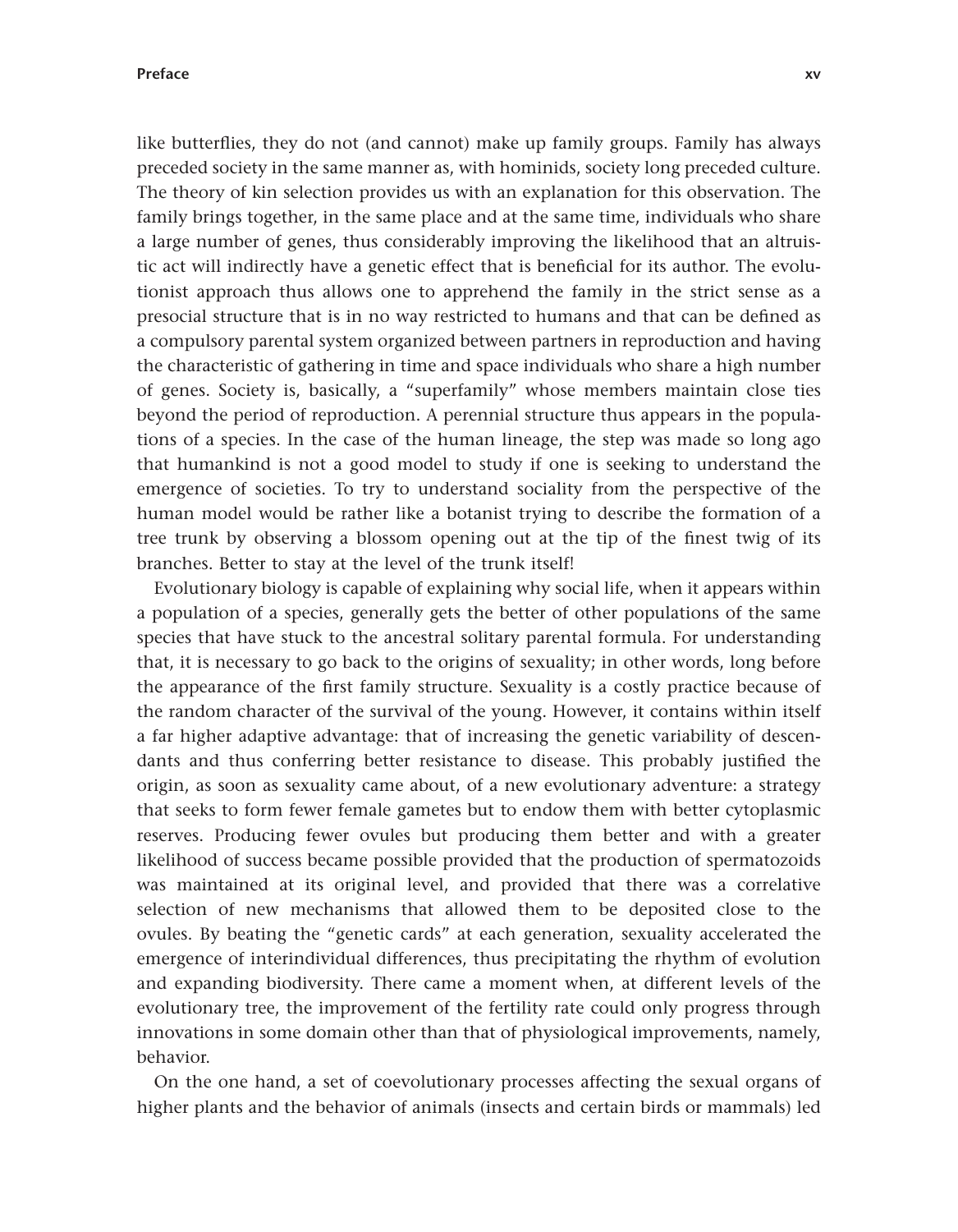like butterflies, they do not (and cannot) make up family groups. Family has always preceded society in the same manner as, with hominids, society long preceded culture. The theory of kin selection provides us with an explanation for this observation. The family brings together, in the same place and at the same time, individuals who share a large number of genes, thus considerably improving the likelihood that an altruistic act will indirectly have a genetic effect that is beneficial for its author. The evolutionist approach thus allows one to apprehend the family in the strict sense as a presocial structure that is in no way restricted to humans and that can be defined as a compulsory parental system organized between partners in reproduction and having the characteristic of gathering in time and space individuals who share a high number of genes. Society is, basically, a "superfamily" whose members maintain close ties beyond the period of reproduction. A perennial structure thus appears in the populations of a species. In the case of the human lineage, the step was made so long ago that humankind is not a good model to study if one is seeking to understand the emergence of societies. To try to understand sociality from the perspective of the human model would be rather like a botanist trying to describe the formation of a tree trunk by observing a blossom opening out at the tip of the finest twig of its branches. Better to stay at the level of the trunk itself!

Evolutionary biology is capable of explaining why social life, when it appears within a population of a species, generally gets the better of other populations of the same species that have stuck to the ancestral solitary parental formula. For understanding that, it is necessary to go back to the origins of sexuality; in other words, long before the appearance of the first family structure. Sexuality is a costly practice because of the random character of the survival of the young. However, it contains within itself a far higher adaptive advantage: that of increasing the genetic variability of descendants and thus conferring better resistance to disease. This probably justified the origin, as soon as sexuality came about, of a new evolutionary adventure: a strategy that seeks to form fewer female gametes but to endow them with better cytoplasmic reserves. Producing fewer ovules but producing them better and with a greater likelihood of success became possible provided that the production of spermatozoids was maintained at its original level, and provided that there was a correlative selection of new mechanisms that allowed them to be deposited close to the ovules. By beating the "genetic cards" at each generation, sexuality accelerated the emergence of interindividual differences, thus precipitating the rhythm of evolution and expanding biodiversity. There came a moment when, at different levels of the evolutionary tree, the improvement of the fertility rate could only progress through innovations in some domain other than that of physiological improvements, namely, behavior.

On the one hand, a set of coevolutionary processes affecting the sexual organs of higher plants and the behavior of animals (insects and certain birds or mammals) led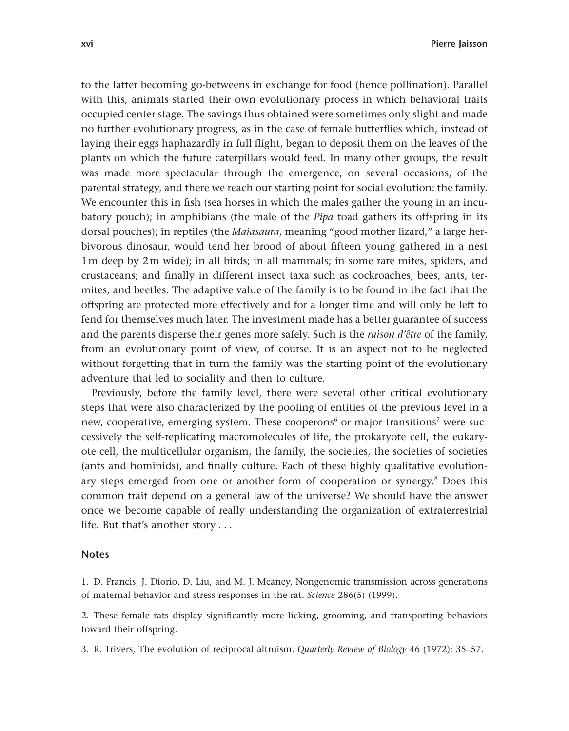to the latter becoming go-betweens in exchange for food (hence pollination). Parallel with this, animals started their own evolutionary process in which behavioral traits occupied center stage. The savings thus obtained were sometimes only slight and made no further evolutionary progress, as in the case of female butterflies which, instead of laying their eggs haphazardly in full flight, began to deposit them on the leaves of the plants on which the future caterpillars would feed. In many other groups, the result was made more spectacular through the emergence, on several occasions, of the parental strategy, and there we reach our starting point for social evolution: the family. We encounter this in fish (sea horses in which the males gather the young in an incubatory pouch); in amphibians (the male of the *Pipa* toad gathers its offspring in its dorsal pouches); in reptiles (the *Maiasaura*, meaning "good mother lizard," a large herbivorous dinosaur, would tend her brood of about fifteen young gathered in a nest 1 m deep by 2 m wide); in all birds; in all mammals; in some rare mites, spiders, and crustaceans; and finally in different insect taxa such as cockroaches, bees, ants, termites, and beetles. The adaptive value of the family is to be found in the fact that the offspring are protected more effectively and for a longer time and will only be left to fend for themselves much later. The investment made has a better guarantee of success and the parents disperse their genes more safely. Such is the *raison d'être* of the family, from an evolutionary point of view, of course. It is an aspect not to be neglected without forgetting that in turn the family was the starting point of the evolutionary adventure that led to sociality and then to culture.

Previously, before the family level, there were several other critical evolutionary steps that were also characterized by the pooling of entities of the previous level in a new, cooperative, emerging system. These cooperons[6] or major transitions[7] were successively the self-replicating macromolecules of life, the prokaryote cell, the eukaryote cell, the multicellular organism, the family, the societies, the societies of societies (ants and hominids), and finally culture. Each of these highly qualitative evolutionary steps emerged from one or another form of cooperation or synergy.[8] Does this common trait depend on a general law of the universe? We should have the answer once we become capable of really understanding the organization of extraterrestrial life. But that's another story . . .

## Notes

1. D. Francis, J. Diorio, D. Liu, and M. J. Meaney, Nongenomic transmission across generations of maternal behavior and stress responses in the rat. *Science* 286(5) (1999).

2. These female rats display significantly more licking, grooming, and transporting behaviors toward their offspring.

3. R. Trivers, The evolution of reciprocal altruism. *Quarterly Review of Biology* 46 (1972): 35–57.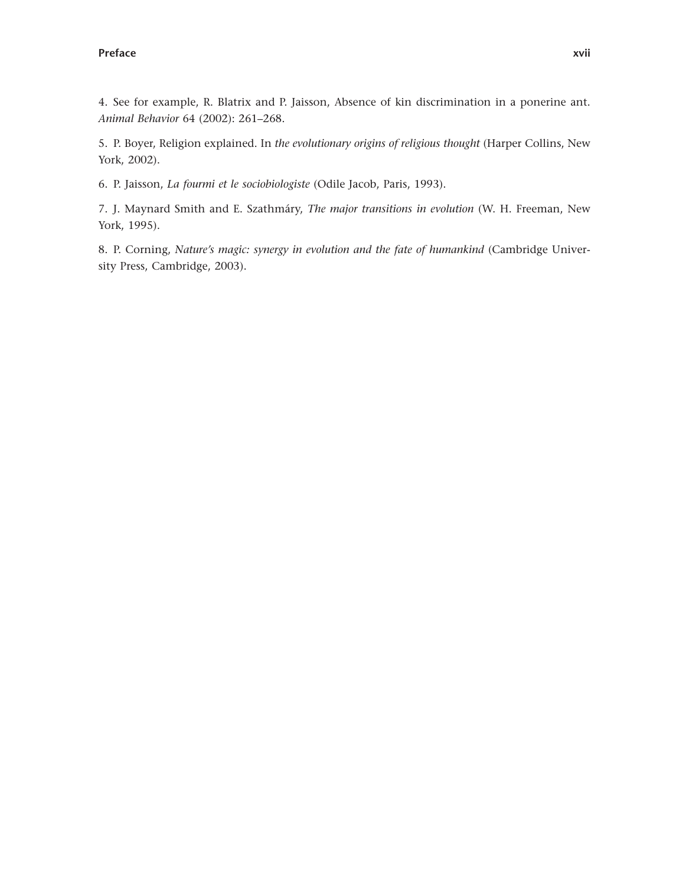4. See for example, R. Blatrix and P. Jaisson, Absence of kin discrimination in a ponerine ant. *Animal Behavior* 64 (2002): 261–268.

5. P. Boyer, Religion explained. In *the evolutionary origins of religious thought* (Harper Collins, New York, 2002).

6. P. Jaisson, *La fourmi et le sociobiologiste* (Odile Jacob, Paris, 1993).

7. J. Maynard Smith and E. Szathmáry, *The major transitions in evolution* (W. H. Freeman, New York, 1995).

8. P. Corning, *Nature's magic: synergy in evolution and the fate of humankind* (Cambridge University Press, Cambridge, 2003).